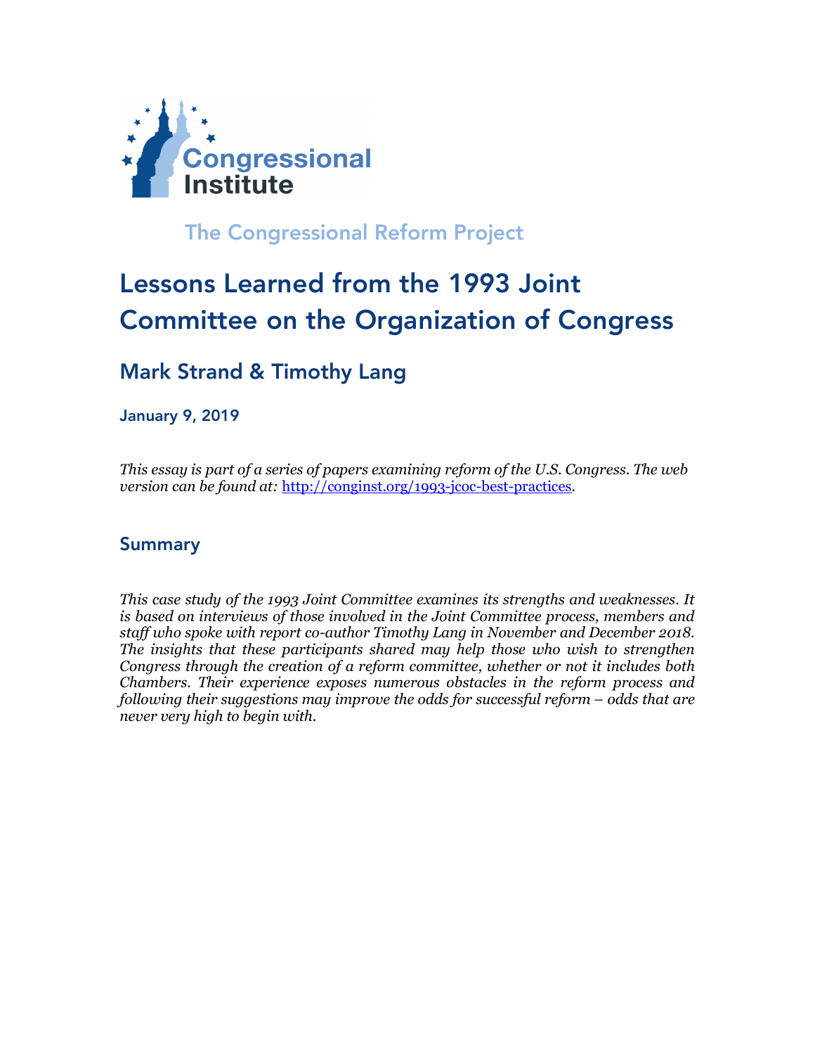Congressional Institute

The Congressional Reform Project

# Lessons Learned from the 1993 Joint Committee on the Organization of Congress

## Mark Strand & Timothy Lang

January 9, 2019

*This essay is part of a series of papers examining reform of the U.S. Congress. The web version can be found at:* [http://conginst.org/1993-jcoc-best-practices](http://conginst.org/1993-jcoc-best-practices).

## Summary

*This case study of the 1993 Joint Committee examines its strengths and weaknesses. It is based on interviews of those involved in the Joint Committee process, members and staff who spoke with report co-author Timothy Lang in November and December 2018. The insights that these participants shared may help those who wish to strengthen Congress through the creation of a reform committee, whether or not it includes both Chambers. Their experience exposes numerous obstacles in the reform process and following their suggestions may improve the odds for successful reform – odds that are never very high to begin with.*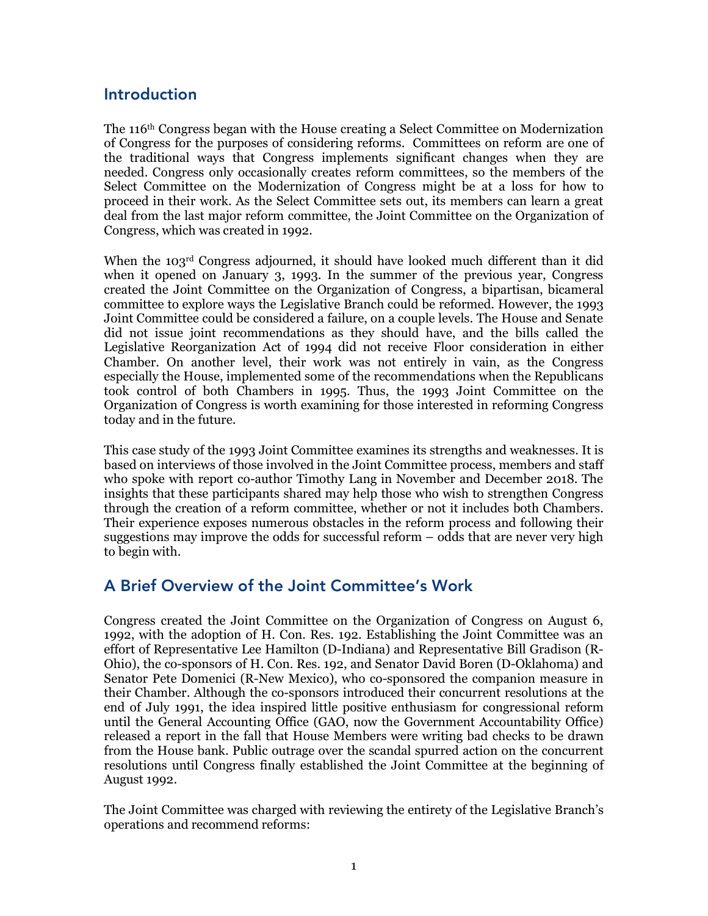## Introduction

The 116th Congress began with the House creating a Select Committee on Modernization of Congress for the purposes of considering reforms. Committees on reform are one of the traditional ways that Congress implements significant changes when they are needed. Congress only occasionally creates reform committees, so the members of the Select Committee on the Modernization of Congress might be at a loss for how to proceed in their work. As the Select Committee sets out, its members can learn a great deal from the last major reform committee, the Joint Committee on the Organization of Congress, which was created in 1992.

When the 103rd Congress adjourned, it should have looked much different than it did when it opened on January 3, 1993. In the summer of the previous year, Congress created the Joint Committee on the Organization of Congress, a bipartisan, bicameral committee to explore ways the Legislative Branch could be reformed. However, the 1993 Joint Committee could be considered a failure, on a couple levels. The House and Senate did not issue joint recommendations as they should have, and the bills called the Legislative Reorganization Act of 1994 did not receive Floor consideration in either Chamber. On another level, their work was not entirely in vain, as the Congress especially the House, implemented some of the recommendations when the Republicans took control of both Chambers in 1995. Thus, the 1993 Joint Committee on the Organization of Congress is worth examining for those interested in reforming Congress today and in the future.

This case study of the 1993 Joint Committee examines its strengths and weaknesses. It is based on interviews of those involved in the Joint Committee process, members and staff who spoke with report co-author Timothy Lang in November and December 2018. The insights that these participants shared may help those who wish to strengthen Congress through the creation of a reform committee, whether or not it includes both Chambers. Their experience exposes numerous obstacles in the reform process and following their suggestions may improve the odds for successful reform – odds that are never very high to begin with.

## A Brief Overview of the Joint Committee's Work

Congress created the Joint Committee on the Organization of Congress on August 6, 1992, with the adoption of H. Con. Res. 192. Establishing the Joint Committee was an effort of Representative Lee Hamilton (D-Indiana) and Representative Bill Gradison (R-Ohio), the co-sponsors of H. Con. Res. 192, and Senator David Boren (D-Oklahoma) and Senator Pete Domenici (R-New Mexico), who co-sponsored the companion measure in their Chamber. Although the co-sponsors introduced their concurrent resolutions at the end of July 1991, the idea inspired little positive enthusiasm for congressional reform until the General Accounting Office (GAO, now the Government Accountability Office) released a report in the fall that House Members were writing bad checks to be drawn from the House bank. Public outrage over the scandal spurred action on the concurrent resolutions until Congress finally established the Joint Committee at the beginning of August 1992.

The Joint Committee was charged with reviewing the entirety of the Legislative Branch's operations and recommend reforms: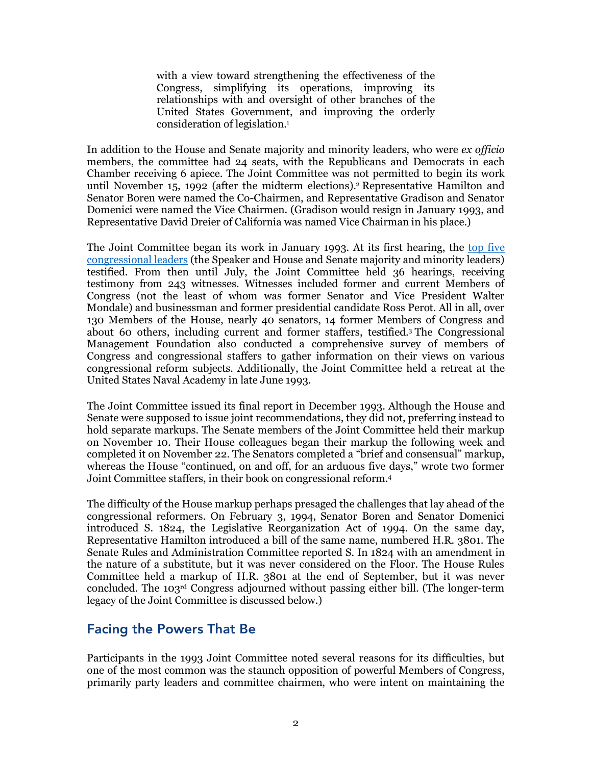> with a view toward strengthening the effectiveness of the Congress, simplifying its operations, improving its relationships with and oversight of other branches of the United States Government, and improving the orderly consideration of legislation.[1]

In addition to the House and Senate majority and minority leaders, who were *ex officio* members, the committee had 24 seats, with the Republicans and Democrats in each Chamber receiving 6 apiece. The Joint Committee was not permitted to begin its work until November 15, 1992 (after the midterm elections).[2] Representative Hamilton and Senator Boren were named the Co-Chairmen, and Representative Gradison and Senator Domenici were named the Vice Chairmen. (Gradison would resign in January 1993, and Representative David Dreier of California was named Vice Chairman in his place.)

The Joint Committee began its work in January 1993. At its first hearing, the [top five congressional leaders]() (the Speaker and House and Senate majority and minority leaders) testified. From then until July, the Joint Committee held 36 hearings, receiving testimony from 243 witnesses. Witnesses included former and current Members of Congress (not the least of whom was former Senator and Vice President Walter Mondale) and businessman and former presidential candidate Ross Perot. All in all, over 130 Members of the House, nearly 40 senators, 14 former Members of Congress and about 60 others, including current and former staffers, testified.[3] The Congressional Management Foundation also conducted a comprehensive survey of members of Congress and congressional staffers to gather information on their views on various congressional reform subjects. Additionally, the Joint Committee held a retreat at the United States Naval Academy in late June 1993.

The Joint Committee issued its final report in December 1993. Although the House and Senate were supposed to issue joint recommendations, they did not, preferring instead to hold separate markups. The Senate members of the Joint Committee held their markup on November 10. Their House colleagues began their markup the following week and completed it on November 22. The Senators completed a "brief and consensual" markup, whereas the House "continued, on and off, for an arduous five days," wrote two former Joint Committee staffers, in their book on congressional reform.[4]

The difficulty of the House markup perhaps presaged the challenges that lay ahead of the congressional reformers. On February 3, 1994, Senator Boren and Senator Domenici introduced S. 1824, the Legislative Reorganization Act of 1994. On the same day, Representative Hamilton introduced a bill of the same name, numbered H.R. 3801. The Senate Rules and Administration Committee reported S. In 1824 with an amendment in the nature of a substitute, but it was never considered on the Floor. The House Rules Committee held a markup of H.R. 3801 at the end of September, but it was never concluded. The 103rd Congress adjourned without passing either bill. (The longer-term legacy of the Joint Committee is discussed below.)

## Facing the Powers That Be

Participants in the 1993 Joint Committee noted several reasons for its difficulties, but one of the most common was the staunch opposition of powerful Members of Congress, primarily party leaders and committee chairmen, who were intent on maintaining the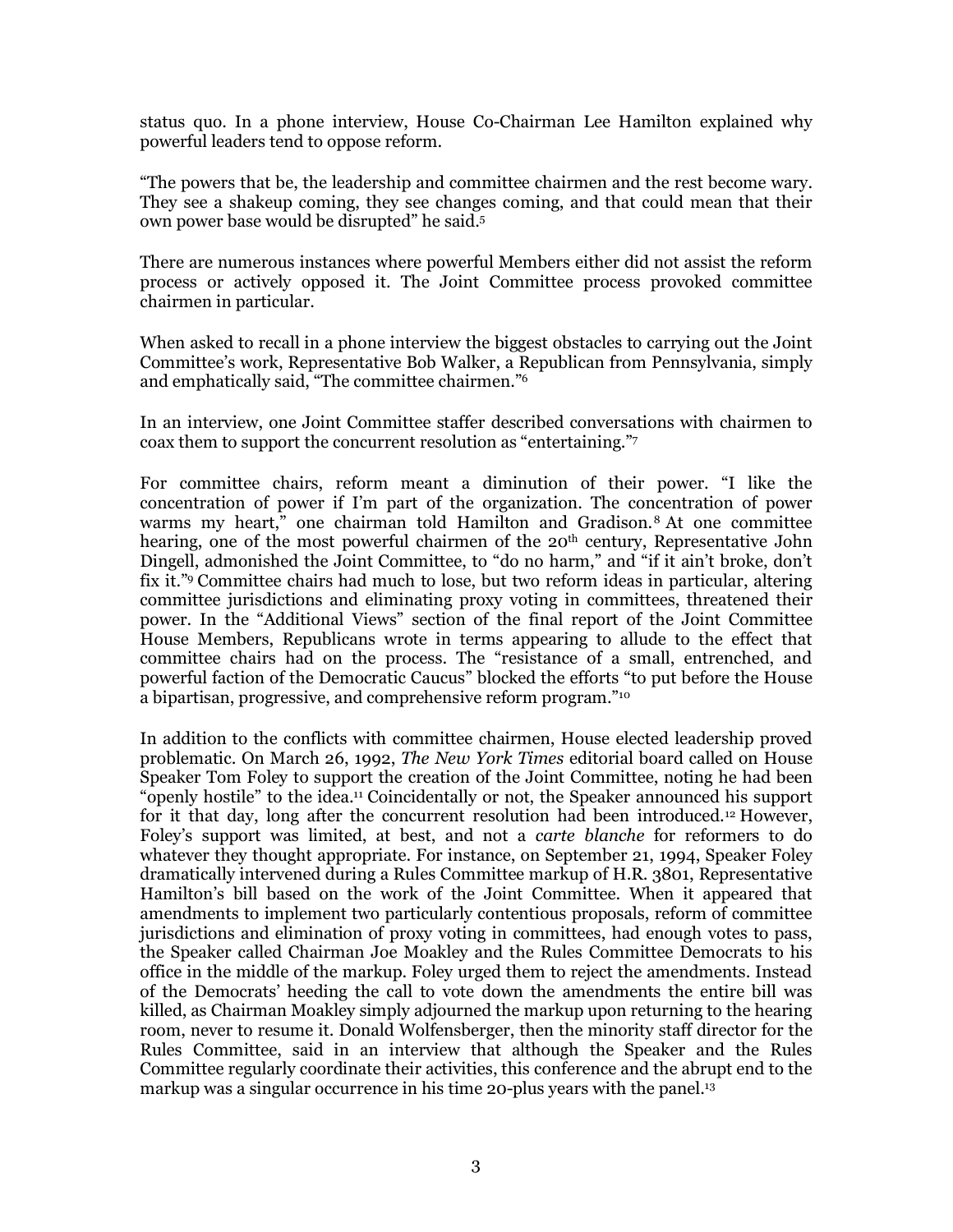status quo. In a phone interview, House Co-Chairman Lee Hamilton explained why powerful leaders tend to oppose reform.

"The powers that be, the leadership and committee chairmen and the rest become wary. They see a shakeup coming, they see changes coming, and that could mean that their own power base would be disrupted" he said.[5]

There are numerous instances where powerful Members either did not assist the reform process or actively opposed it. The Joint Committee process provoked committee chairmen in particular.

When asked to recall in a phone interview the biggest obstacles to carrying out the Joint Committee's work, Representative Bob Walker, a Republican from Pennsylvania, simply and emphatically said, "The committee chairmen."[6]

In an interview, one Joint Committee staffer described conversations with chairmen to coax them to support the concurrent resolution as "entertaining."[7]

For committee chairs, reform meant a diminution of their power. "I like the concentration of power if I'm part of the organization. The concentration of power warms my heart," one chairman told Hamilton and Gradison.[8] At one committee hearing, one of the most powerful chairmen of the 20th century, Representative John Dingell, admonished the Joint Committee, to "do no harm," and "if it ain't broke, don't fix it."[9] Committee chairs had much to lose, but two reform ideas in particular, altering committee jurisdictions and eliminating proxy voting in committees, threatened their power. In the "Additional Views" section of the final report of the Joint Committee House Members, Republicans wrote in terms appearing to allude to the effect that committee chairs had on the process. The "resistance of a small, entrenched, and powerful faction of the Democratic Caucus" blocked the efforts "to put before the House a bipartisan, progressive, and comprehensive reform program."[10]

In addition to the conflicts with committee chairmen, House elected leadership proved problematic. On March 26, 1992, *The New York Times* editorial board called on House Speaker Tom Foley to support the creation of the Joint Committee, noting he had been "openly hostile" to the idea.[11] Coincidentally or not, the Speaker announced his support for it that day, long after the concurrent resolution had been introduced.[12] However, Foley's support was limited, at best, and not a *carte blanche* for reformers to do whatever they thought appropriate. For instance, on September 21, 1994, Speaker Foley dramatically intervened during a Rules Committee markup of H.R. 3801, Representative Hamilton's bill based on the work of the Joint Committee. When it appeared that amendments to implement two particularly contentious proposals, reform of committee jurisdictions and elimination of proxy voting in committees, had enough votes to pass, the Speaker called Chairman Joe Moakley and the Rules Committee Democrats to his office in the middle of the markup. Foley urged them to reject the amendments. Instead of the Democrats' heeding the call to vote down the amendments the entire bill was killed, as Chairman Moakley simply adjourned the markup upon returning to the hearing room, never to resume it. Donald Wolfensberger, then the minority staff director for the Rules Committee, said in an interview that although the Speaker and the Rules Committee regularly coordinate their activities, this conference and the abrupt end to the markup was a singular occurrence in his time 20-plus years with the panel.[13]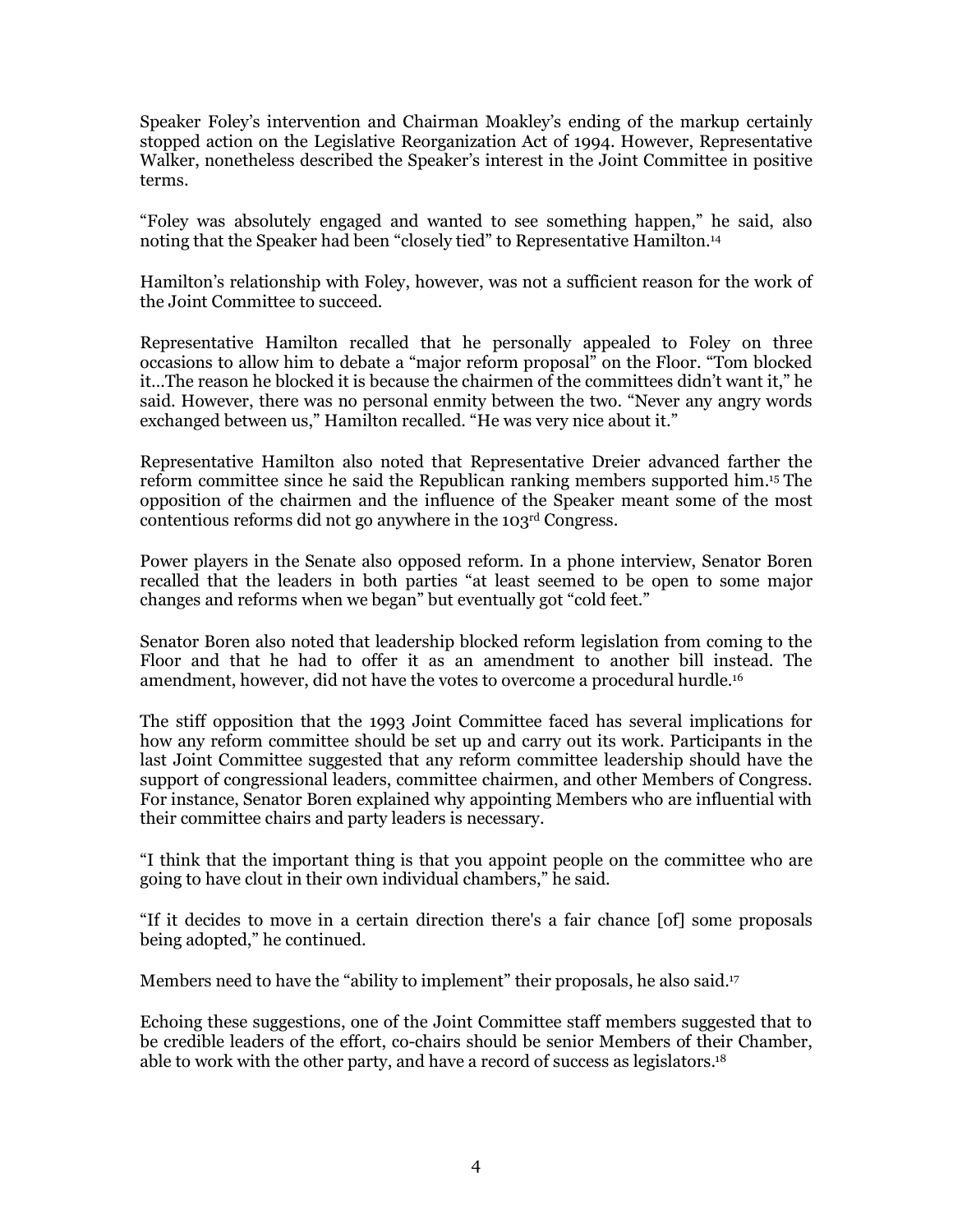Speaker Foley's intervention and Chairman Moakley's ending of the markup certainly stopped action on the Legislative Reorganization Act of 1994. However, Representative Walker, nonetheless described the Speaker's interest in the Joint Committee in positive terms.

"Foley was absolutely engaged and wanted to see something happen," he said, also noting that the Speaker had been "closely tied" to Representative Hamilton.[14]

Hamilton's relationship with Foley, however, was not a sufficient reason for the work of the Joint Committee to succeed.

Representative Hamilton recalled that he personally appealed to Foley on three occasions to allow him to debate a "major reform proposal" on the Floor. "Tom blocked it…The reason he blocked it is because the chairmen of the committees didn't want it," he said. However, there was no personal enmity between the two. "Never any angry words exchanged between us," Hamilton recalled. "He was very nice about it."

Representative Hamilton also noted that Representative Dreier advanced farther the reform committee since he said the Republican ranking members supported him.[15] The opposition of the chairmen and the influence of the Speaker meant some of the most contentious reforms did not go anywhere in the 103rd Congress.

Power players in the Senate also opposed reform. In a phone interview, Senator Boren recalled that the leaders in both parties "at least seemed to be open to some major changes and reforms when we began" but eventually got "cold feet."

Senator Boren also noted that leadership blocked reform legislation from coming to the Floor and that he had to offer it as an amendment to another bill instead. The amendment, however, did not have the votes to overcome a procedural hurdle.[16]

The stiff opposition that the 1993 Joint Committee faced has several implications for how any reform committee should be set up and carry out its work. Participants in the last Joint Committee suggested that any reform committee leadership should have the support of congressional leaders, committee chairmen, and other Members of Congress. For instance, Senator Boren explained why appointing Members who are influential with their committee chairs and party leaders is necessary.

"I think that the important thing is that you appoint people on the committee who are going to have clout in their own individual chambers," he said.

"If it decides to move in a certain direction there's a fair chance [of] some proposals being adopted," he continued.

Members need to have the "ability to implement" their proposals, he also said.[17]

Echoing these suggestions, one of the Joint Committee staff members suggested that to be credible leaders of the effort, co-chairs should be senior Members of their Chamber, able to work with the other party, and have a record of success as legislators.[18]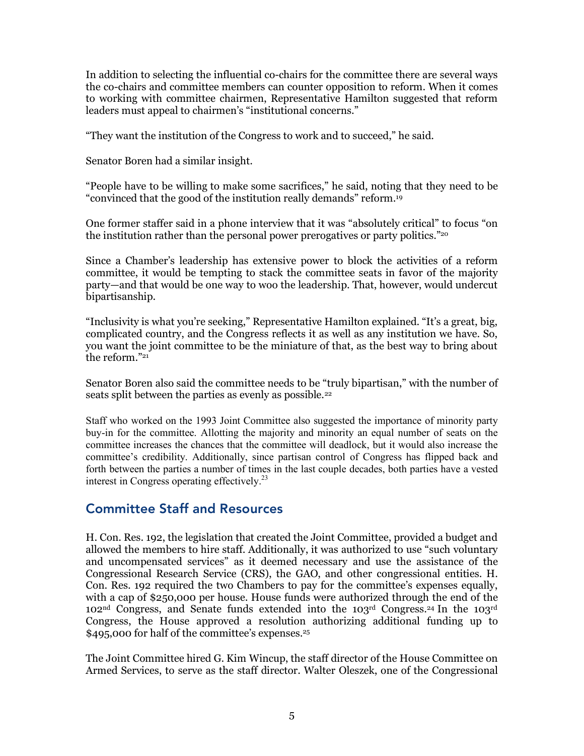In addition to selecting the influential co-chairs for the committee there are several ways the co-chairs and committee members can counter opposition to reform. When it comes to working with committee chairmen, Representative Hamilton suggested that reform leaders must appeal to chairmen's "institutional concerns."

"They want the institution of the Congress to work and to succeed," he said.

Senator Boren had a similar insight.

"People have to be willing to make some sacrifices," he said, noting that they need to be "convinced that the good of the institution really demands" reform.[19]

One former staffer said in a phone interview that it was "absolutely critical" to focus "on the institution rather than the personal power prerogatives or party politics."[20]

Since a Chamber's leadership has extensive power to block the activities of a reform committee, it would be tempting to stack the committee seats in favor of the majority party—and that would be one way to woo the leadership. That, however, would undercut bipartisanship.

"Inclusivity is what you're seeking," Representative Hamilton explained. "It's a great, big, complicated country, and the Congress reflects it as well as any institution we have. So, you want the joint committee to be the miniature of that, as the best way to bring about the reform."[21]

Senator Boren also said the committee needs to be "truly bipartisan," with the number of seats split between the parties as evenly as possible.[22]

Staff who worked on the 1993 Joint Committee also suggested the importance of minority party buy-in for the committee. Allotting the majority and minority an equal number of seats on the committee increases the chances that the committee will deadlock, but it would also increase the committee's credibility. Additionally, since partisan control of Congress has flipped back and forth between the parties a number of times in the last couple decades, both parties have a vested interest in Congress operating effectively.[23]

## Committee Staff and Resources

H. Con. Res. 192, the legislation that created the Joint Committee, provided a budget and allowed the members to hire staff. Additionally, it was authorized to use "such voluntary and uncompensated services" as it deemed necessary and use the assistance of the Congressional Research Service (CRS), the GAO, and other congressional entities. H. Con. Res. 192 required the two Chambers to pay for the committee's expenses equally, with a cap of $250,000 per house. House funds were authorized through the end of the 102nd Congress, and Senate funds extended into the 103rd Congress.[24] In the 103rd Congress, the House approved a resolution authorizing additional funding up to $495,000 for half of the committee's expenses.[25]

The Joint Committee hired G. Kim Wincup, the staff director of the House Committee on Armed Services, to serve as the staff director. Walter Oleszek, one of the Congressional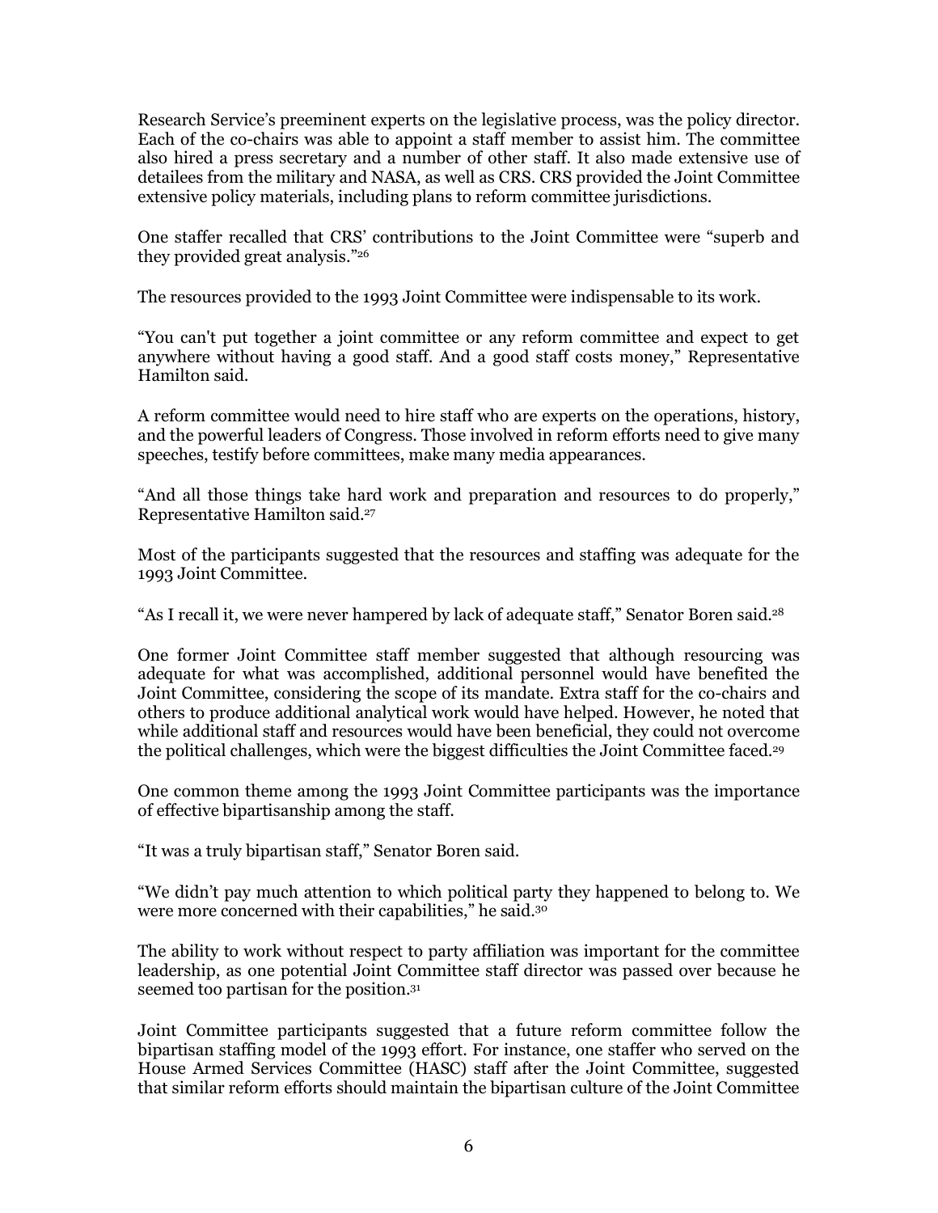Research Service's preeminent experts on the legislative process, was the policy director. Each of the co-chairs was able to appoint a staff member to assist him. The committee also hired a press secretary and a number of other staff. It also made extensive use of detailees from the military and NASA, as well as CRS. CRS provided the Joint Committee extensive policy materials, including plans to reform committee jurisdictions.

One staffer recalled that CRS' contributions to the Joint Committee were "superb and they provided great analysis."[26]

The resources provided to the 1993 Joint Committee were indispensable to its work.

"You can't put together a joint committee or any reform committee and expect to get anywhere without having a good staff. And a good staff costs money," Representative Hamilton said.

A reform committee would need to hire staff who are experts on the operations, history, and the powerful leaders of Congress. Those involved in reform efforts need to give many speeches, testify before committees, make many media appearances.

"And all those things take hard work and preparation and resources to do properly," Representative Hamilton said.[27]

Most of the participants suggested that the resources and staffing was adequate for the 1993 Joint Committee.

"As I recall it, we were never hampered by lack of adequate staff," Senator Boren said.[28]

One former Joint Committee staff member suggested that although resourcing was adequate for what was accomplished, additional personnel would have benefited the Joint Committee, considering the scope of its mandate. Extra staff for the co-chairs and others to produce additional analytical work would have helped. However, he noted that while additional staff and resources would have been beneficial, they could not overcome the political challenges, which were the biggest difficulties the Joint Committee faced.[29]

One common theme among the 1993 Joint Committee participants was the importance of effective bipartisanship among the staff.

"It was a truly bipartisan staff," Senator Boren said.

"We didn't pay much attention to which political party they happened to belong to. We were more concerned with their capabilities," he said.[30]

The ability to work without respect to party affiliation was important for the committee leadership, as one potential Joint Committee staff director was passed over because he seemed too partisan for the position.[31]

Joint Committee participants suggested that a future reform committee follow the bipartisan staffing model of the 1993 effort. For instance, one staffer who served on the House Armed Services Committee (HASC) staff after the Joint Committee, suggested that similar reform efforts should maintain the bipartisan culture of the Joint Committee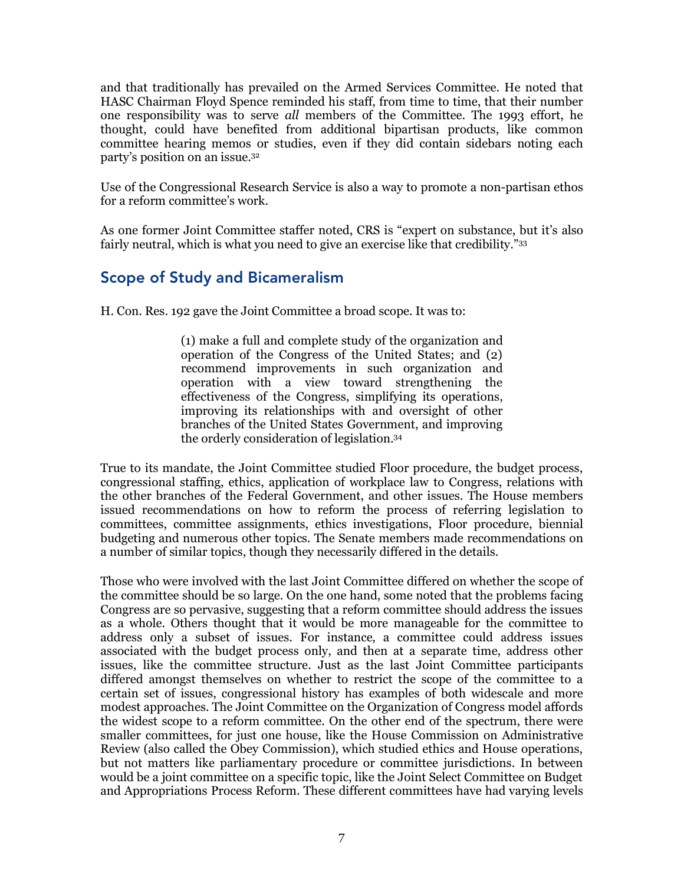and that traditionally has prevailed on the Armed Services Committee. He noted that HASC Chairman Floyd Spence reminded his staff, from time to time, that their number one responsibility was to serve *all* members of the Committee. The 1993 effort, he thought, could have benefited from additional bipartisan products, like common committee hearing memos or studies, even if they did contain sidebars noting each party's position on an issue.[32]

Use of the Congressional Research Service is also a way to promote a non-partisan ethos for a reform committee's work.

As one former Joint Committee staffer noted, CRS is "expert on substance, but it's also fairly neutral, which is what you need to give an exercise like that credibility."[33]

## Scope of Study and Bicameralism

H. Con. Res. 192 gave the Joint Committee a broad scope. It was to:

> (1) make a full and complete study of the organization and operation of the Congress of the United States; and (2) recommend improvements in such organization and operation with a view toward strengthening the effectiveness of the Congress, simplifying its operations, improving its relationships with and oversight of other branches of the United States Government, and improving the orderly consideration of legislation.[34]

True to its mandate, the Joint Committee studied Floor procedure, the budget process, congressional staffing, ethics, application of workplace law to Congress, relations with the other branches of the Federal Government, and other issues. The House members issued recommendations on how to reform the process of referring legislation to committees, committee assignments, ethics investigations, Floor procedure, biennial budgeting and numerous other topics. The Senate members made recommendations on a number of similar topics, though they necessarily differed in the details.

Those who were involved with the last Joint Committee differed on whether the scope of the committee should be so large. On the one hand, some noted that the problems facing Congress are so pervasive, suggesting that a reform committee should address the issues as a whole. Others thought that it would be more manageable for the committee to address only a subset of issues. For instance, a committee could address issues associated with the budget process only, and then at a separate time, address other issues, like the committee structure. Just as the last Joint Committee participants differed amongst themselves on whether to restrict the scope of the committee to a certain set of issues, congressional history has examples of both widescale and more modest approaches. The Joint Committee on the Organization of Congress model affords the widest scope to a reform committee. On the other end of the spectrum, there were smaller committees, for just one house, like the House Commission on Administrative Review (also called the Obey Commission), which studied ethics and House operations, but not matters like parliamentary procedure or committee jurisdictions. In between would be a joint committee on a specific topic, like the Joint Select Committee on Budget and Appropriations Process Reform. These different committees have had varying levels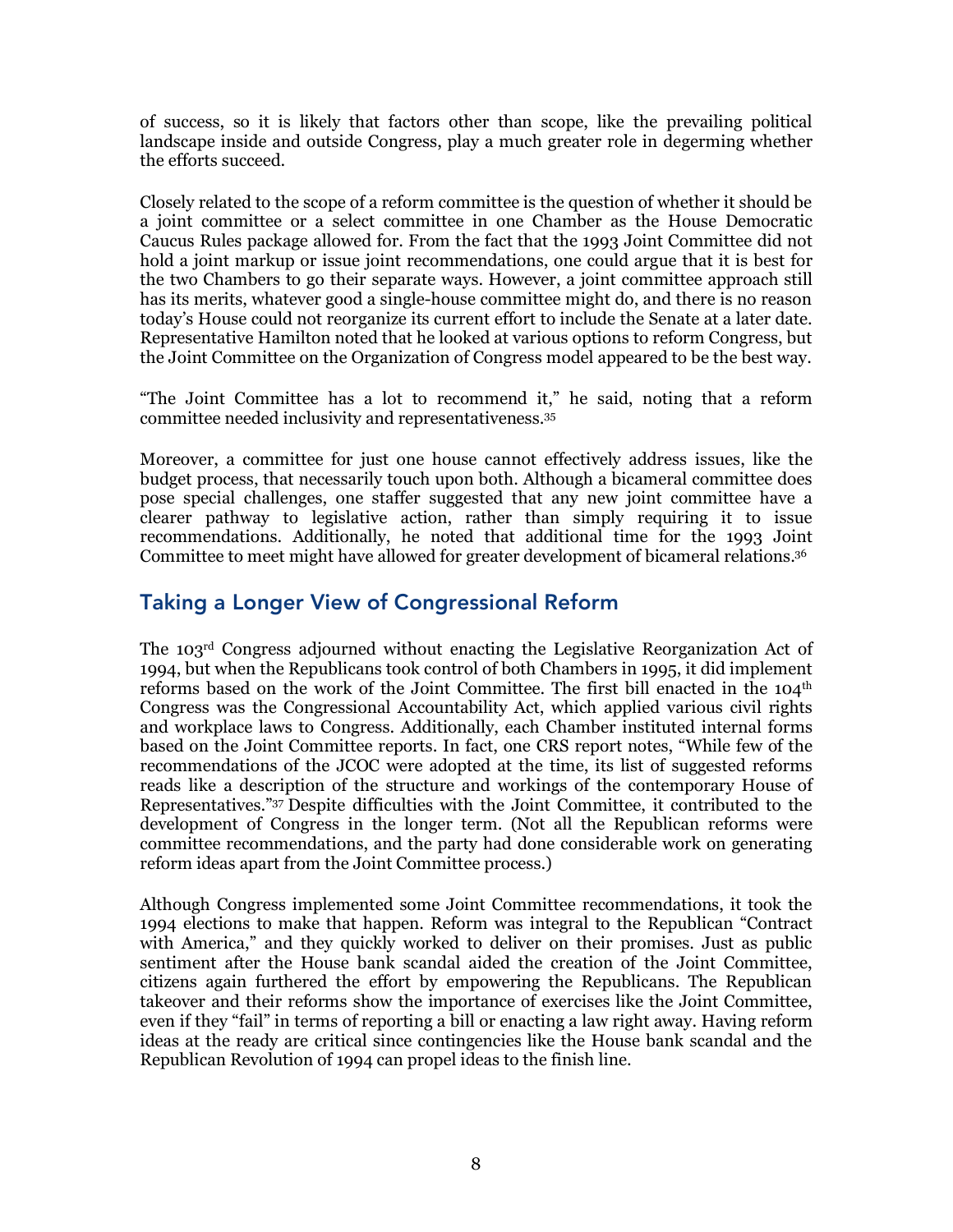of success, so it is likely that factors other than scope, like the prevailing political landscape inside and outside Congress, play a much greater role in degerming whether the efforts succeed.

Closely related to the scope of a reform committee is the question of whether it should be a joint committee or a select committee in one Chamber as the House Democratic Caucus Rules package allowed for. From the fact that the 1993 Joint Committee did not hold a joint markup or issue joint recommendations, one could argue that it is best for the two Chambers to go their separate ways. However, a joint committee approach still has its merits, whatever good a single-house committee might do, and there is no reason today's House could not reorganize its current effort to include the Senate at a later date. Representative Hamilton noted that he looked at various options to reform Congress, but the Joint Committee on the Organization of Congress model appeared to be the best way.

"The Joint Committee has a lot to recommend it," he said, noting that a reform committee needed inclusivity and representativeness.[35]

Moreover, a committee for just one house cannot effectively address issues, like the budget process, that necessarily touch upon both. Although a bicameral committee does pose special challenges, one staffer suggested that any new joint committee have a clearer pathway to legislative action, rather than simply requiring it to issue recommendations. Additionally, he noted that additional time for the 1993 Joint Committee to meet might have allowed for greater development of bicameral relations.[36]

## Taking a Longer View of Congressional Reform

The 103rd Congress adjourned without enacting the Legislative Reorganization Act of 1994, but when the Republicans took control of both Chambers in 1995, it did implement reforms based on the work of the Joint Committee. The first bill enacted in the 104th Congress was the Congressional Accountability Act, which applied various civil rights and workplace laws to Congress. Additionally, each Chamber instituted internal forms based on the Joint Committee reports. In fact, one CRS report notes, "While few of the recommendations of the JCOC were adopted at the time, its list of suggested reforms reads like a description of the structure and workings of the contemporary House of Representatives."[37] Despite difficulties with the Joint Committee, it contributed to the development of Congress in the longer term. (Not all the Republican reforms were committee recommendations, and the party had done considerable work on generating reform ideas apart from the Joint Committee process.)

Although Congress implemented some Joint Committee recommendations, it took the 1994 elections to make that happen. Reform was integral to the Republican "Contract with America," and they quickly worked to deliver on their promises. Just as public sentiment after the House bank scandal aided the creation of the Joint Committee, citizens again furthered the effort by empowering the Republicans. The Republican takeover and their reforms show the importance of exercises like the Joint Committee, even if they "fail" in terms of reporting a bill or enacting a law right away. Having reform ideas at the ready are critical since contingencies like the House bank scandal and the Republican Revolution of 1994 can propel ideas to the finish line.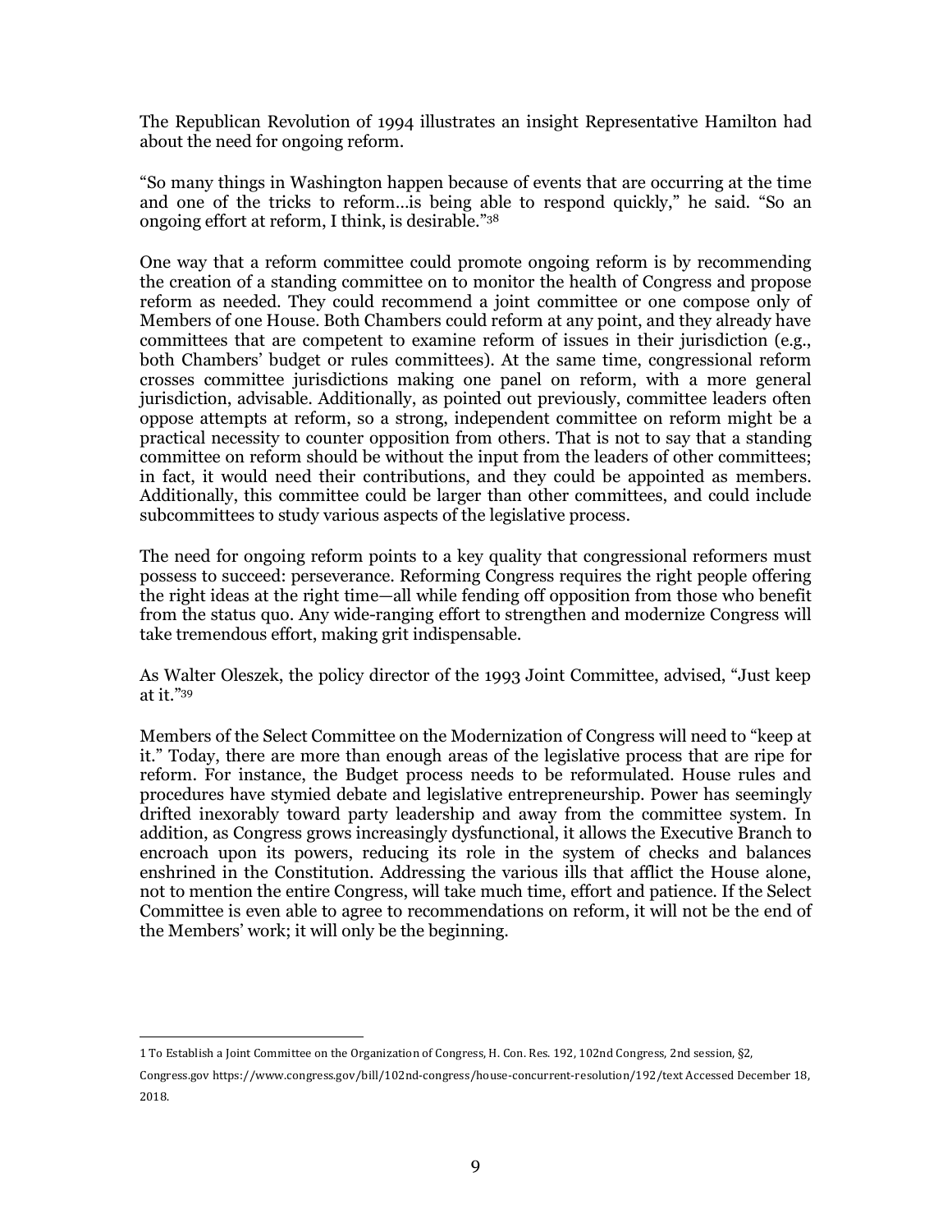The Republican Revolution of 1994 illustrates an insight Representative Hamilton had about the need for ongoing reform.

"So many things in Washington happen because of events that are occurring at the time and one of the tricks to reform…is being able to respond quickly," he said. "So an ongoing effort at reform, I think, is desirable."[38]

One way that a reform committee could promote ongoing reform is by recommending the creation of a standing committee on to monitor the health of Congress and propose reform as needed. They could recommend a joint committee or one compose only of Members of one House. Both Chambers could reform at any point, and they already have committees that are competent to examine reform of issues in their jurisdiction (e.g., both Chambers' budget or rules committees). At the same time, congressional reform crosses committee jurisdictions making one panel on reform, with a more general jurisdiction, advisable. Additionally, as pointed out previously, committee leaders often oppose attempts at reform, so a strong, independent committee on reform might be a practical necessity to counter opposition from others. That is not to say that a standing committee on reform should be without the input from the leaders of other committees; in fact, it would need their contributions, and they could be appointed as members. Additionally, this committee could be larger than other committees, and could include subcommittees to study various aspects of the legislative process.

The need for ongoing reform points to a key quality that congressional reformers must possess to succeed: perseverance. Reforming Congress requires the right people offering the right ideas at the right time—all while fending off opposition from those who benefit from the status quo. Any wide-ranging effort to strengthen and modernize Congress will take tremendous effort, making grit indispensable.

As Walter Oleszek, the policy director of the 1993 Joint Committee, advised, "Just keep at it."[39]

Members of the Select Committee on the Modernization of Congress will need to "keep at it." Today, there are more than enough areas of the legislative process that are ripe for reform. For instance, the Budget process needs to be reformulated. House rules and procedures have stymied debate and legislative entrepreneurship. Power has seemingly drifted inexorably toward party leadership and away from the committee system. In addition, as Congress grows increasingly dysfunctional, it allows the Executive Branch to encroach upon its powers, reducing its role in the system of checks and balances enshrined in the Constitution. Addressing the various ills that afflict the House alone, not to mention the entire Congress, will take much time, effort and patience. If the Select Committee is even able to agree to recommendations on reform, it will not be the end of the Members' work; it will only be the beginning.

---

1 To Establish a Joint Committee on the Organization of Congress, H. Con. Res. 192, 102nd Congress, 2nd session, §2, Congress.gov https://www.congress.gov/bill/102nd-congress/house-concurrent-resolution/192/text Accessed December 18, 2018.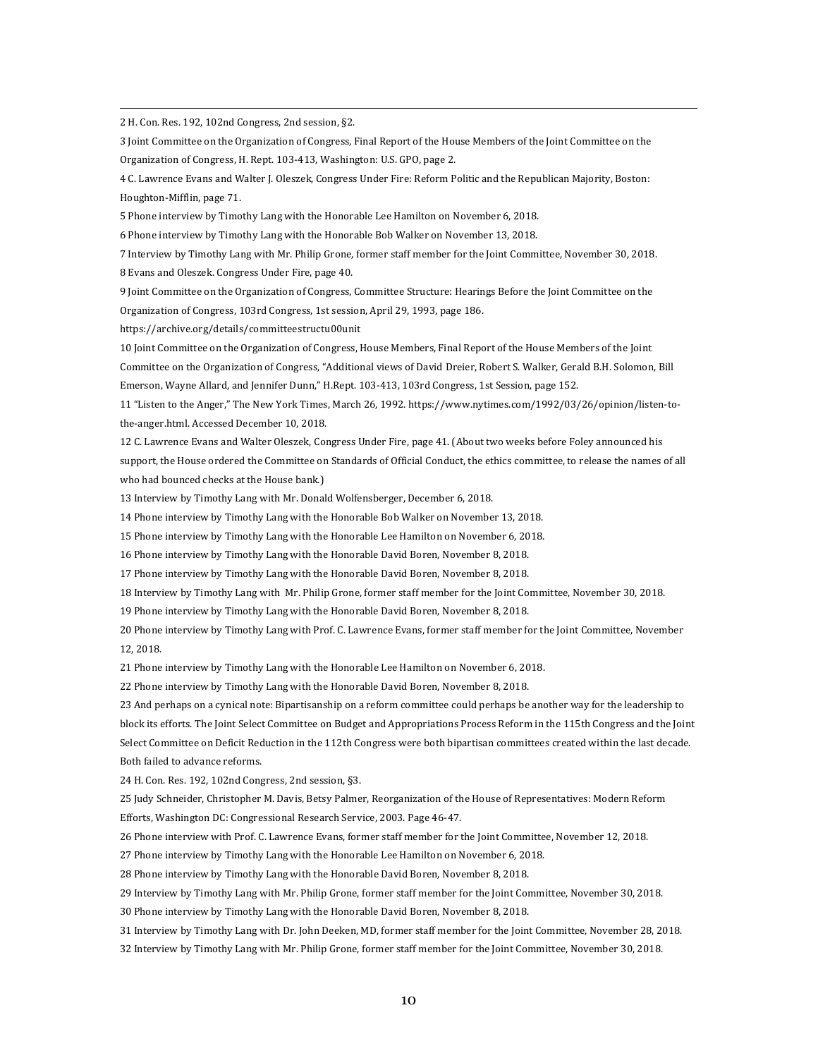2 H. Con. Res. 192, 102nd Congress, 2nd session, §2.

3 Joint Committee on the Organization of Congress, Final Report of the House Members of the Joint Committee on the Organization of Congress, H. Rept. 103-413, Washington: U.S. GPO, page 2.

4 C. Lawrence Evans and Walter J. Oleszek, Congress Under Fire: Reform Politic and the Republican Majority, Boston: Houghton-Mifflin, page 71.

5 Phone interview by Timothy Lang with the Honorable Lee Hamilton on November 6, 2018.

6 Phone interview by Timothy Lang with the Honorable Bob Walker on November 13, 2018.

7 Interview by Timothy Lang with Mr. Philip Grone, former staff member for the Joint Committee, November 30, 2018.

8 Evans and Oleszek. Congress Under Fire, page 40.

9 Joint Committee on the Organization of Congress, Committee Structure: Hearings Before the Joint Committee on the Organization of Congress, 103rd Congress, 1st session, April 29, 1993, page 186. https://archive.org/details/committeestructu00unit

10 Joint Committee on the Organization of Congress, House Members, Final Report of the House Members of the Joint Committee on the Organization of Congress, "Additional views of David Dreier, Robert S. Walker, Gerald B.H. Solomon, Bill Emerson, Wayne Allard, and Jennifer Dunn," H.Rept. 103-413, 103rd Congress, 1st Session, page 152.

11 "Listen to the Anger," The New York Times, March 26, 1992. https://www.nytimes.com/1992/03/26/opinion/listen-to-the-anger.html. Accessed December 10, 2018.

12 C. Lawrence Evans and Walter Oleszek, Congress Under Fire, page 41. (About two weeks before Foley announced his support, the House ordered the Committee on Standards of Official Conduct, the ethics committee, to release the names of all who had bounced checks at the House bank.)

13 Interview by Timothy Lang with Mr. Donald Wolfensberger, December 6, 2018.

14 Phone interview by Timothy Lang with the Honorable Bob Walker on November 13, 2018.

15 Phone interview by Timothy Lang with the Honorable Lee Hamilton on November 6, 2018.

16 Phone interview by Timothy Lang with the Honorable David Boren, November 8, 2018.

17 Phone interview by Timothy Lang with the Honorable David Boren, November 8, 2018.

18 Interview by Timothy Lang with Mr. Philip Grone, former staff member for the Joint Committee, November 30, 2018.

19 Phone interview by Timothy Lang with the Honorable David Boren, November 8, 2018.

20 Phone interview by Timothy Lang with Prof. C. Lawrence Evans, former staff member for the Joint Committee, November 12, 2018.

21 Phone interview by Timothy Lang with the Honorable Lee Hamilton on November 6, 2018.

22 Phone interview by Timothy Lang with the Honorable David Boren, November 8, 2018.

23 And perhaps on a cynical note: Bipartisanship on a reform committee could perhaps be another way for the leadership to block its efforts. The Joint Select Committee on Budget and Appropriations Process Reform in the 115th Congress and the Joint Select Committee on Deficit Reduction in the 112th Congress were both bipartisan committees created within the last decade. Both failed to advance reforms.

24 H. Con. Res. 192, 102nd Congress, 2nd session, §3.

25 Judy Schneider, Christopher M. Davis, Betsy Palmer, Reorganization of the House of Representatives: Modern Reform Efforts, Washington DC: Congressional Research Service, 2003. Page 46-47.

26 Phone interview with Prof. C. Lawrence Evans, former staff member for the Joint Committee, November 12, 2018.

27 Phone interview by Timothy Lang with the Honorable Lee Hamilton on November 6, 2018.

28 Phone interview by Timothy Lang with the Honorable David Boren, November 8, 2018.

29 Interview by Timothy Lang with Mr. Philip Grone, former staff member for the Joint Committee, November 30, 2018.

30 Phone interview by Timothy Lang with the Honorable David Boren, November 8, 2018.

31 Interview by Timothy Lang with Dr. John Deeken, MD, former staff member for the Joint Committee, November 28, 2018.

32 Interview by Timothy Lang with Mr. Philip Grone, former staff member for the Joint Committee, November 30, 2018.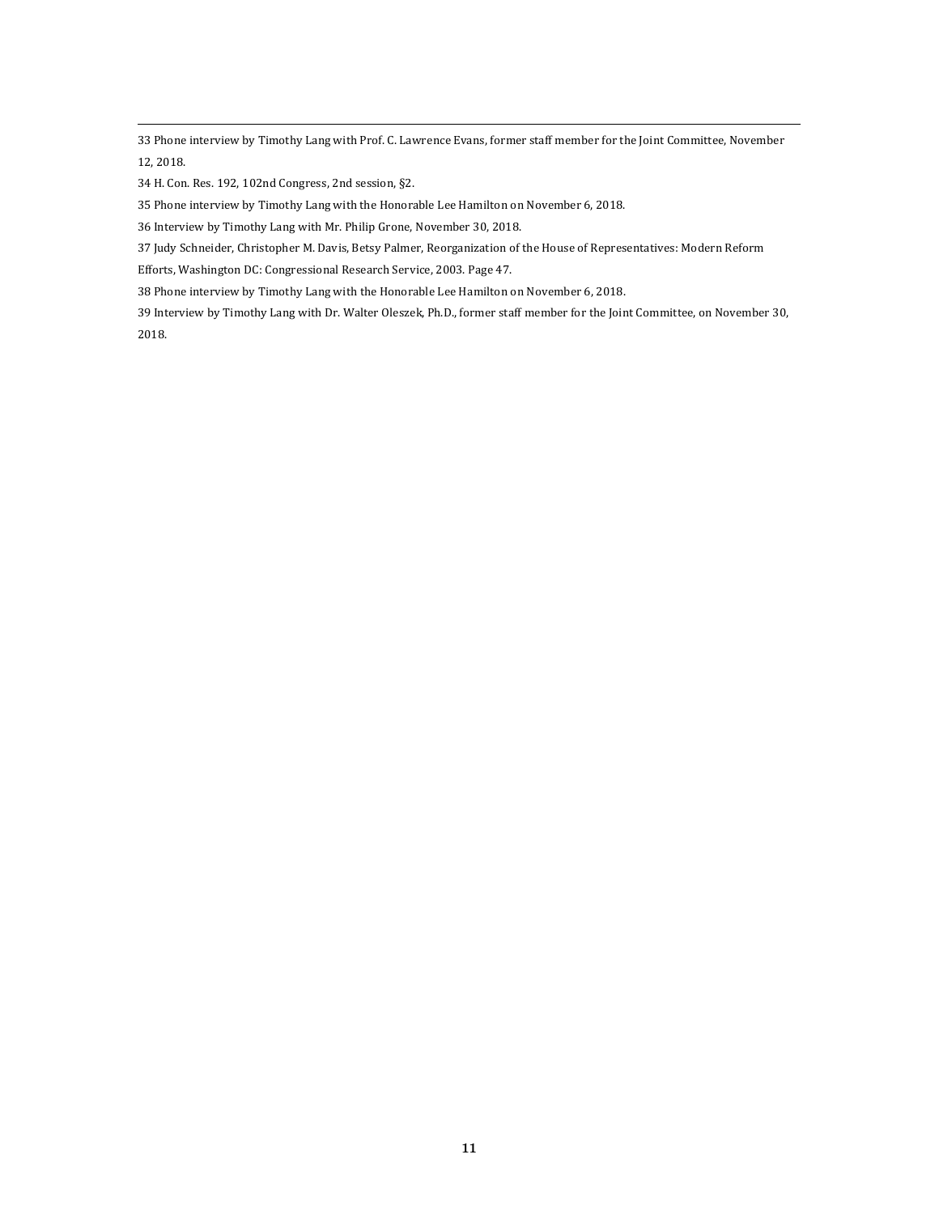33 Phone interview by Timothy Lang with Prof. C. Lawrence Evans, former staff member for the Joint Committee, November 12, 2018.

34 H. Con. Res. 192, 102nd Congress, 2nd session, §2.

35 Phone interview by Timothy Lang with the Honorable Lee Hamilton on November 6, 2018.

36 Interview by Timothy Lang with Mr. Philip Grone, November 30, 2018.

37 Judy Schneider, Christopher M. Davis, Betsy Palmer, Reorganization of the House of Representatives: Modern Reform Efforts, Washington DC: Congressional Research Service, 2003. Page 47.

38 Phone interview by Timothy Lang with the Honorable Lee Hamilton on November 6, 2018.

39 Interview by Timothy Lang with Dr. Walter Oleszek, Ph.D., former staff member for the Joint Committee, on November 30, 2018.